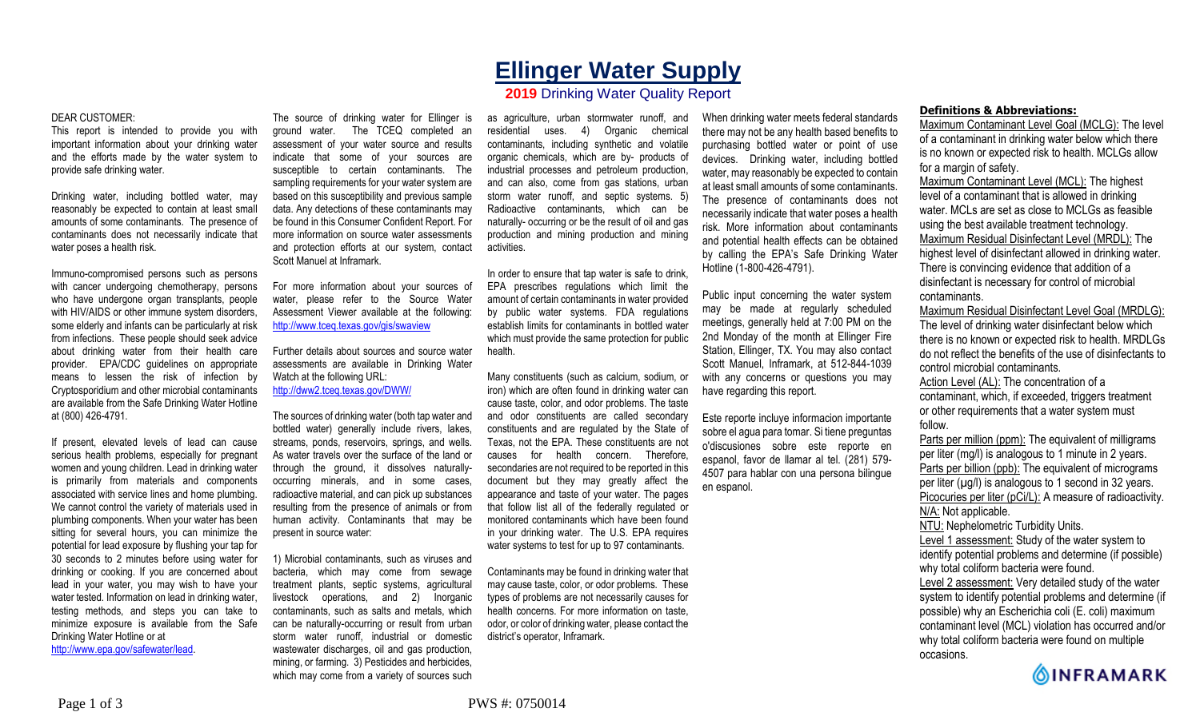# Ellinger Water Supply

## 2019 Drinking Water Quality Report

DEAR CUSTOMER:

This report is intended to provide you with important information about your drinking water and the efforts made by the water system to provide safe drinking water.

Drinking water, including bottled water, may reasonably be expected to contain at least small amounts of some contaminants. The presence of contaminants does not necessarily indicate that water poses a health risk.

Immuno-compromised persons such as persons with cancer undergoing chemotherapy, persons who have undergone organ transplants, people with HIV/AIDS or other immune system disorders, some elderly and infants can be particularly at risk from infections. These people should seek advice about drinking water from their health care provider. EPA/CDC guidelines on appropriate means to lessen the risk of infection by Cryptosporidium and other microbial contaminants are available from the Safe Drinking Water Hotline at (800) 426-4791.

If present, elevated levels of lead can cause serious health problems, especially for pregnant women and young children. Lead in drinking water is primarily from materials and components associated with service lines and home plumbing. We cannot control the variety of materials used in plumbing components. When your water has been sitting for several hours, you can minimize the potential for lead exposure by flushing your tap for 30 seconds to 2 minutes before using water for drinking or cooking. If you are concerned about lead in your water, you may wish to have your water tested. Information on lead in drinking water, testing methods, and steps you can take to minimize exposure is available from the Safe Drinking Water Hotline or at http://www.epa.gov/safewater/lead.

The source of drinking water for Ellinger is ground water. The TCEQ completed an assessment of your water source and results indicate that some of your sources are susceptible to certain contaminants. The sampling requirements for your water system are based on this susceptibility and previous sample data. Any detections of these contaminants may be found in this Consumer Confident Report. For more information on source water assessments and protection efforts at our system, contact Scott Manuel at Inframark.

For more information about your sources of water, please refer to the Source Water Assessment Viewer available at the following: http://www.tceq.texas.gov/gis/swaview

Further details about sources and source water assessments are available in Drinking Water Watch at the following URL: http://dww2.tceq.texas.gov/DWW/

The sources of drinking water (both tap water and bottled water) generally include rivers, lakes, streams, ponds, reservoirs, springs, and wells. As water travels over the surface of the land or through the ground, it dissolves naturally-occurring minerals, and in some cases, radioactive material, and can pick up substances resulting from the presence of animals or from human activity. Contaminants that may be present in source water:

1) Microbial contaminants, such as viruses and bacteria, which may come from sewage treatment plants, septic systems, agricultural livestock operations, and 2) Inorganic contaminants, such as salts and metals, which can be naturally-occurring or result from urban storm water runoff, industrial or domestic wastewater discharges, oil and gas production, mining, or farming. 3) Pesticides and herbicides, which may come from a variety of sources such as agriculture, urban stormwater runoff, and residential uses. 4) Organic chemical contaminants, including synthetic and volatile organic chemicals, which are by- products of industrial processes and petroleum production, and can also, come from gas stations, urban storm water runoff, and septic systems. 5) Radioactive contaminants, which can be naturally- occurring or be the result of oil and gas production and mining production and mining activities.

In order to ensure that tap water is safe to drink, EPA prescribes regulations which limit the amount of certain contaminants in water provided by public water systems. FDA regulations establish limits for contaminants in bottled water which must provide the same protection for public health.

Many constituents (such as calcium, sodium, or iron) which are often found in drinking water can cause taste, color, and odor problems. The taste and odor constituents are called secondary constituents and are regulated by the State of Texas, not the EPA. These constituents are not causes for health concern. Therefore, secondaries are not required to be reported in this document but they may greatly affect the appearance and taste of your water. The pages that follow list all of the federally regulated or monitored contaminants which have been found in your drinking water. The U.S. EPA requires water systems to test for up to 97 contaminants.

Contaminants may be found in drinking water that may cause taste, color, or odor problems. These types of problems are not necessarily causes for health concerns. For more information on taste, odor, or color of drinking water, please contact the district's operator, Inframark.

When drinking water meets federal standards there may not be any health based benefits to purchasing bottled water or point of use devices. Drinking water, including bottled water, may reasonably be expected to contain at least small amounts of some contaminants. The presence of contaminants does not necessarily indicate that water poses a health risk. More information about contaminants and potential health effects can be obtained by calling the EPA's Safe Drinking Water Hotline (1-800-426-4791).

Public input concerning the water system may be made at regularly scheduled meetings, generally held at 7:00 PM on the 2nd Monday of the month at Ellinger Fire Station, Ellinger, TX. You may also contact Scott Manuel, Inframark, at 512-844-1039 with any concerns or questions you may have regarding this report.

Este reporte incluye informacion importante sobre el agua para tomar. Si tiene preguntas o'discusiones sobre este reporte en espanol, favor de llamar al tel. (281) 579-4507 para hablar con una persona bilingue en espanol.

### Definitions & Abbreviations:

Maximum Contaminant Level Goal (MCLG): The level of a contaminant in drinking water below which there is no known or expected risk to health. MCLGs allow for a margin of safety.

Maximum Contaminant Level (MCL): The highest level of a contaminant that is allowed in drinking water. MCLs are set as close to MCLGs as feasible using the best available treatment technology.

Maximum Residual Disinfectant Level (MRDL): The highest level of disinfectant allowed in drinking water. There is convincing evidence that addition of a disinfectant is necessary for control of microbial contaminants.

Maximum Residual Disinfectant Level Goal (MRDLG): The level of drinking water disinfectant below which there is no known or expected risk to health. MRDLGs do not reflect the benefits of the use of disinfectants to control microbial contaminants.

Action Level (AL): The concentration of a contaminant, which, if exceeded, triggers treatment or other requirements that a water system must follow.

Parts per million (ppm): The equivalent of milligrams per liter (mg/l) is analogous to 1 minute in 2 years.

Parts per billion (ppb): The equivalent of micrograms per liter (µg/l) is analogous to 1 second in 32 years.

Picocuries per liter (pCi/L): A measure of radioactivity.

N/A: Not applicable.

NTU: Nephelometric Turbidity Units.

Level 1 assessment: Study of the water system to identify potential problems and determine (if possible) why total coliform bacteria were found.

Level 2 assessment: Very detailed study of the water system to identify potential problems and determine (if possible) why an Escherichia coli (E. coli) maximum contaminant level (MCL) violation has occurred and/or why total coliform bacteria were found on multiple occasions.

INFRAMARK

PWS #: 0750014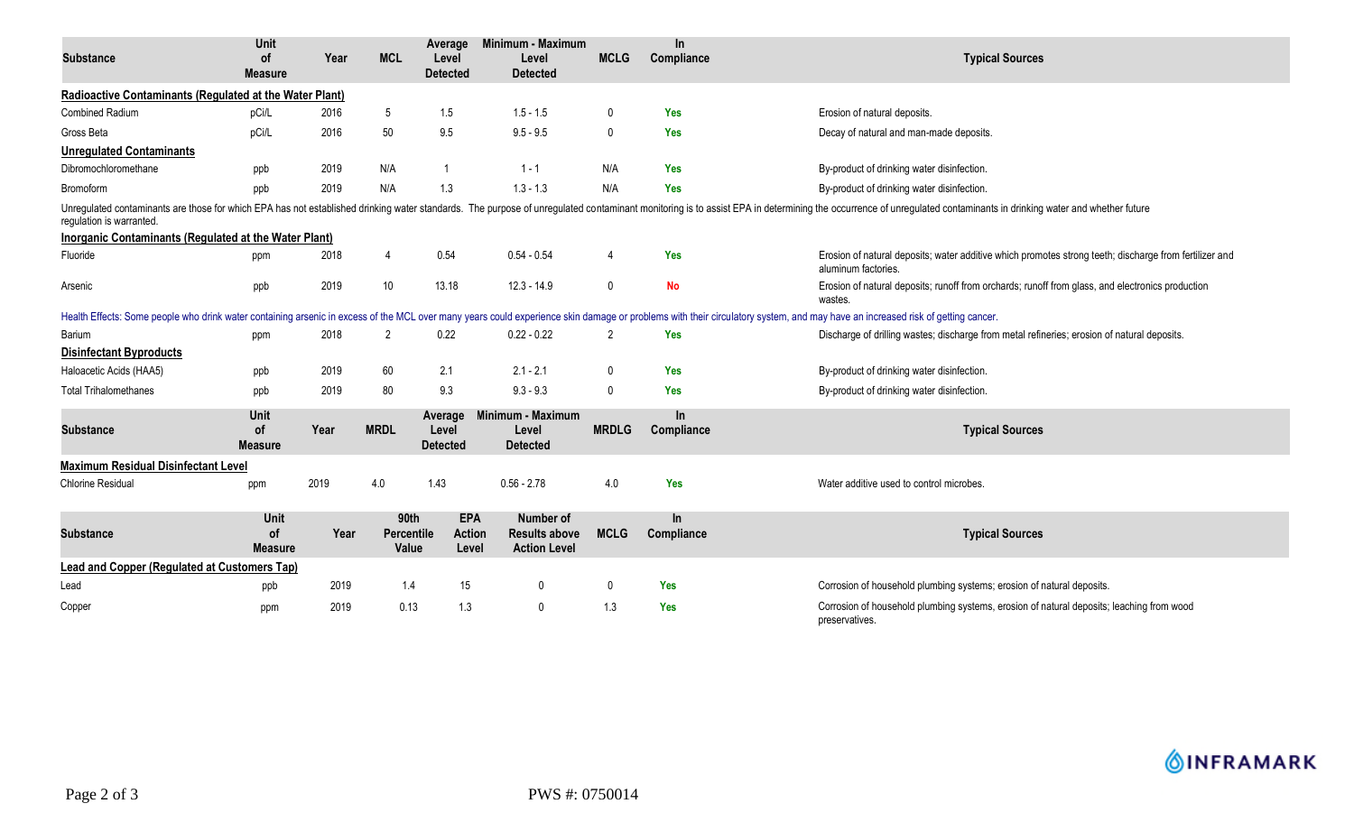| Substance | Unit of Measure | Year | MCL | Average Level Detected | Minimum - Maximum Level Detected | MCLG | In Compliance | Typical Sources |
|---|---|---|---|---|---|---|---|---|
| **Radioactive Contaminants (Regulated at the Water Plant)** | | | | | | | | |
| Combined Radium | pCi/L | 2016 | 5 | 1.5 | 1.5 - 1.5 | 0 | Yes | Erosion of natural deposits. |
| Gross Beta | pCi/L | 2016 | 50 | 9.5 | 9.5 - 9.5 | 0 | Yes | Decay of natural and man-made deposits. |
| **Unregulated Contaminants** | | | | | | | | |
| Dibromochloromethane | ppb | 2019 | N/A | 1 | 1 - 1 | N/A | Yes | By-product of drinking water disinfection. |
| Bromoform | ppb | 2019 | N/A | 1.3 | 1.3 - 1.3 | N/A | Yes | By-product of drinking water disinfection. |
| Unregulated contaminants are those for which EPA has not established drinking water standards. The purpose of unregulated contaminant monitoring is to assist EPA in determining the occurrence of unregulated contaminants in drinking water and whether future regulation is warranted. | | | | | | | | |
| **Inorganic Contaminants (Regulated at the Water Plant)** | | | | | | | | |
| Fluoride | ppm | 2018 | 4 | 0.54 | 0.54 - 0.54 | 4 | Yes | Erosion of natural deposits; water additive which promotes strong teeth; discharge from fertilizer and aluminum factories. |
| Arsenic | ppb | 2019 | 10 | 13.18 | 12.3 - 14.9 | 0 | No | Erosion of natural deposits; runoff from orchards; runoff from glass, and electronics production wastes. |
| Health Effects: Some people who drink water containing arsenic in excess of the MCL over many years could experience skin damage or problems with their circulatory system, and may have an increased risk of getting cancer. | | | | | | | | |
| Barium | ppm | 2018 | 2 | 0.22 | 0.22 - 0.22 | 2 | Yes | Discharge of drilling wastes; discharge from metal refineries; erosion of natural deposits. |
| **Disinfectant Byproducts** | | | | | | | | |
| Haloacetic Acids (HAA5) | ppb | 2019 | 60 | 2.1 | 2.1 - 2.1 | 0 | Yes | By-product of drinking water disinfection. |
| Total Trihalomethanes | ppb | 2019 | 80 | 9.3 | 9.3 - 9.3 | 0 | Yes | By-product of drinking water disinfection. |

| Substance | Unit of Measure | Year | MRDL | Average Level Detected | Minimum - Maximum Level Detected | MRDLG | In Compliance | Typical Sources |
|---|---|---|---|---|---|---|---|---|
| **Maximum Residual Disinfectant Level** | | | | | | | | |
| Chlorine Residual | ppm | 2019 | 4.0 | 1.43 | 0.56 - 2.78 | 4.0 | Yes | Water additive used to control microbes. |

| Substance | Unit of Measure | Year | 90th Percentile Value | EPA Action Level | Number of Results above Action Level | MCLG | In Compliance | Typical Sources |
|---|---|---|---|---|---|---|---|---|
| **Lead and Copper (Regulated at Customers Tap)** | | | | | | | | |
| Lead | ppb | 2019 | 1.4 | 15 | 0 | 0 | Yes | Corrosion of household plumbing systems; erosion of natural deposits. |
| Copper | ppm | 2019 | 0.13 | 1.3 | 0 | 1.3 | Yes | Corrosion of household plumbing systems, erosion of natural deposits; leaching from wood preservatives. |

INFRAMARK

PWS #: 0750014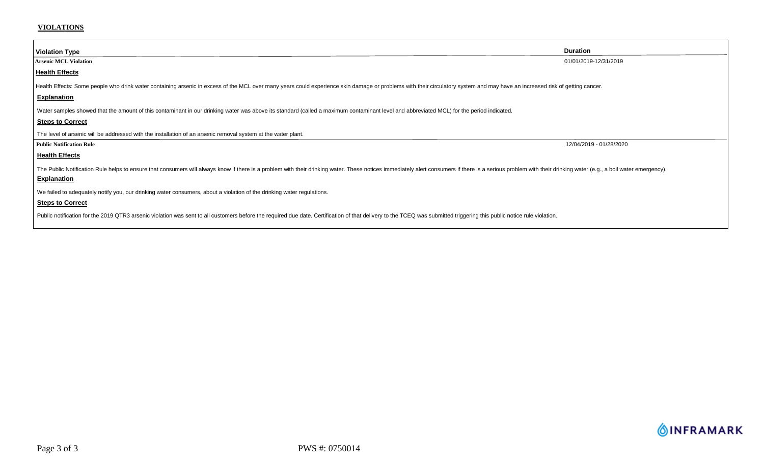## VIOLATIONS

| Violation Type | Duration |
|---|---|
| **Arsenic MCL Violation** | 01/01/2019-12/31/2019 |

**Health Effects**

Health Effects: Some people who drink water containing arsenic in excess of the MCL over many years could experience skin damage or problems with their circulatory system and may have an increased risk of getting cancer.

**Explanation**

Water samples showed that the amount of this contaminant in our drinking water was above its standard (called a maximum contaminant level and abbreviated MCL) for the period indicated.

**Steps to Correct**

The level of arsenic will be addressed with the installation of an arsenic removal system at the water plant.

| Violation Type | Duration |
|---|---|
| **Public Notification Rule** | 12/04/2019 - 01/28/2020 |

**Health Effects**

The Public Notification Rule helps to ensure that consumers will always know if there is a problem with their drinking water. These notices immediately alert consumers if there is a serious problem with their drinking water (e.g., a boil water emergency).

**Explanation**

We failed to adequately notify you, our drinking water consumers, about a violation of the drinking water regulations.

**Steps to Correct**

Public notification for the 2019 QTR3 arsenic violation was sent to all customers before the required due date. Certification of that delivery to the TCEQ was submitted triggering this public notice rule violation.

INFRAMARK

PWS #: 0750014